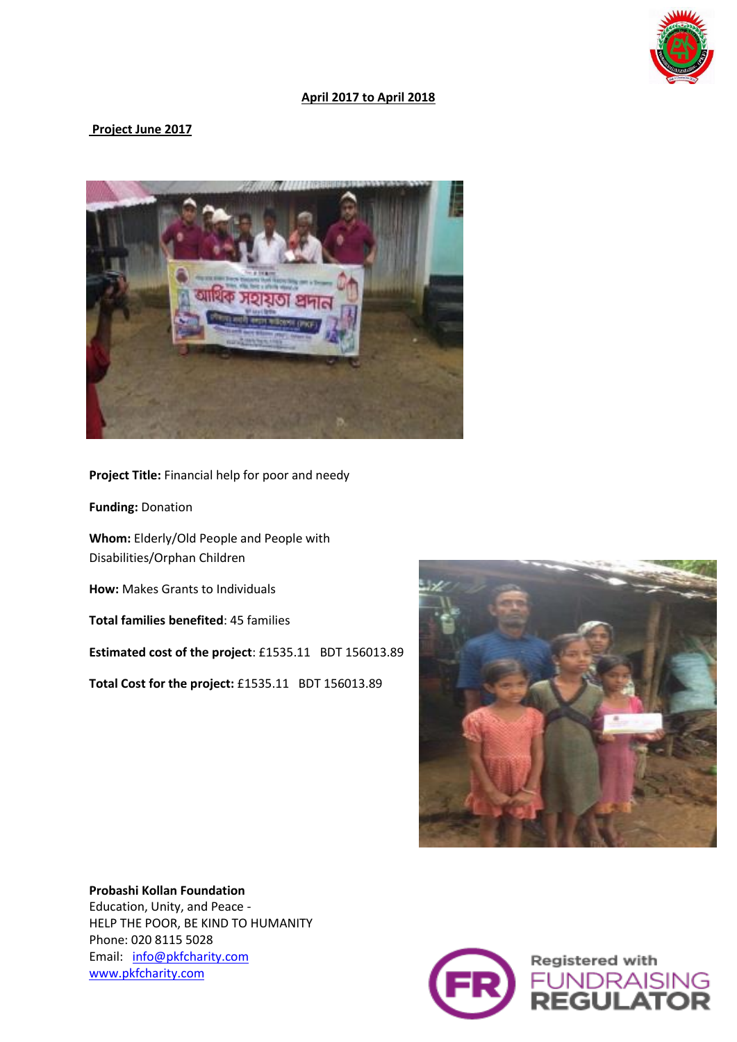**April 2017 to April 2018**

**Project June 2017**

**Project Title:** Financial help for poor and needy

**Funding:** Donation

**Whom:** Elderly/Old People and People with Disabilities/Orphan Children

**How:** Makes Grants to Individuals

**Total families benefited**: 45 families

**Estimated cost of the project**: £1535.11 BDT 156013.89

**Total Cost for the project:** £1535.11 BDT 156013.89

**Probashi Kollan Foundation**
Education, Unity, and Peace -
HELP THE POOR, BE KIND TO HUMANITY
Phone: 020 8115 5028
Email: info@pkfcharity.com
www.pkfcharity.com

Registered with FUNDRAISING REGULATOR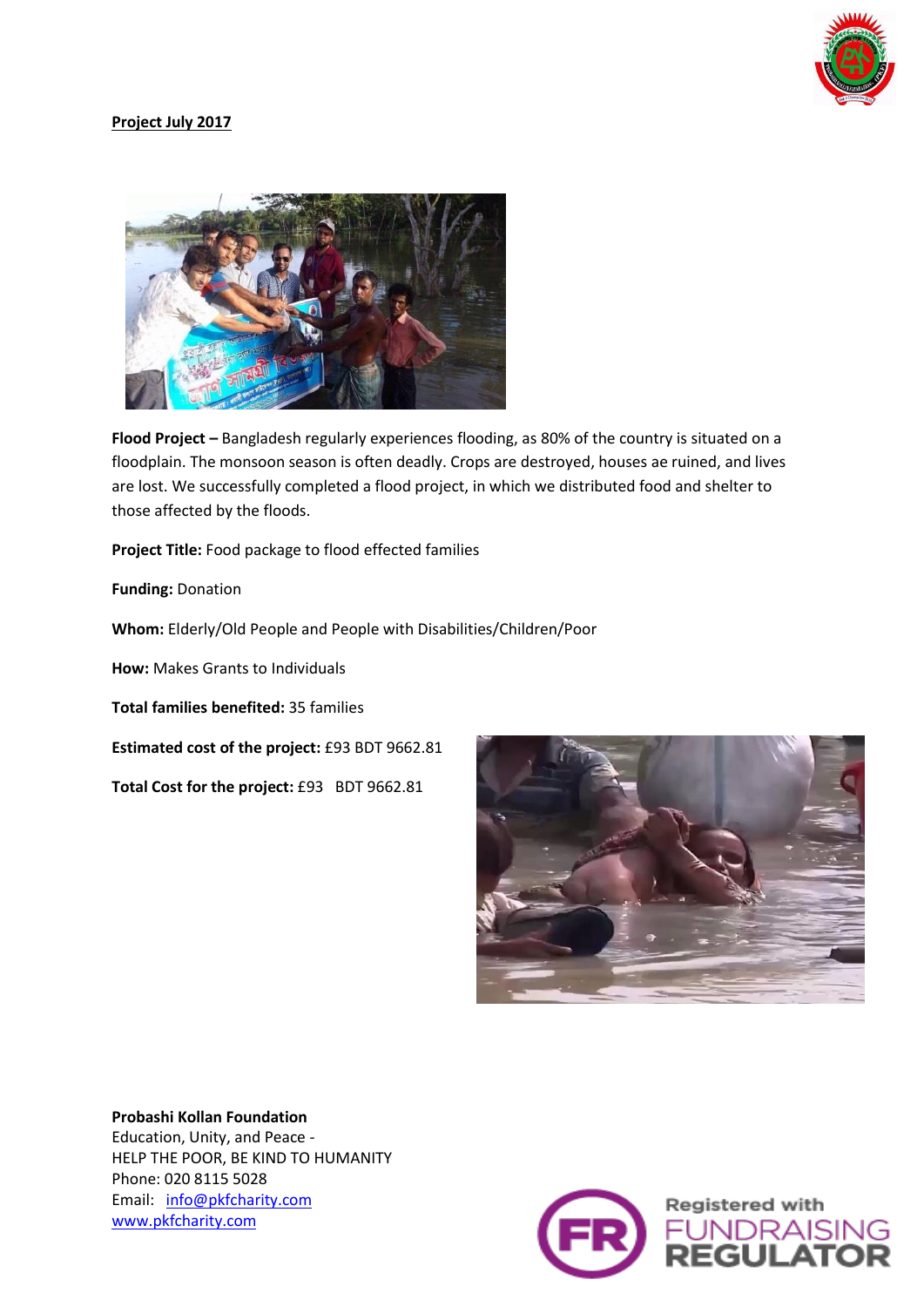**Project July 2017**

**Flood Project –** Bangladesh regularly experiences flooding, as 80% of the country is situated on a floodplain. The monsoon season is often deadly. Crops are destroyed, houses ae ruined, and lives are lost. We successfully completed a flood project, in which we distributed food and shelter to those affected by the floods.

**Project Title:** Food package to flood effected families

**Funding:** Donation

**Whom:** Elderly/Old People and People with Disabilities/Children/Poor

**How:** Makes Grants to Individuals

**Total families benefited:** 35 families

**Estimated cost of the project:** £93 BDT 9662.81

**Total Cost for the project:** £93 BDT 9662.81

**Probashi Kollan Foundation**
Education, Unity, and Peace -
HELP THE POOR, BE KIND TO HUMANITY
Phone: 020 8115 5028
Email: info@pkfcharity.com
www.pkfcharity.com

Registered with FUNDRAISING REGULATOR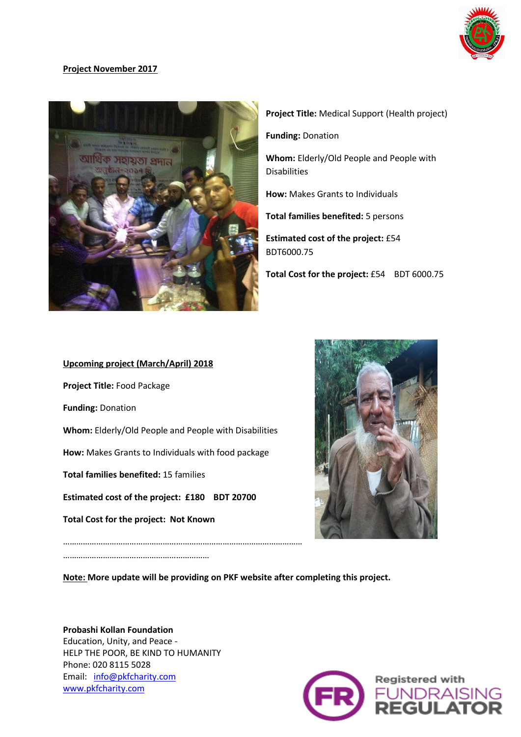**Project November 2017**

**Project Title:** Medical Support (Health project)

**Funding:** Donation

**Whom:** Elderly/Old People and People with Disabilities

**How:** Makes Grants to Individuals

**Total families benefited:** 5 persons

**Estimated cost of the project:** £54 BDT6000.75

**Total Cost for the project:** £54 BDT 6000.75

**Upcoming project (March/April) 2018**

**Project Title:** Food Package

**Funding:** Donation

**Whom:** Elderly/Old People and People with Disabilities

**How:** Makes Grants to Individuals with food package

**Total families benefited:** 15 families

**Estimated cost of the project: £180 BDT 20700**

**Total Cost for the project: Not Known**

………………………………………………………………………………………………

………………………………………………………

**Note: More update will be providing on PKF website after completing this project.**

**Probashi Kollan Foundation**
Education, Unity, and Peace -
HELP THE POOR, BE KIND TO HUMANITY
Phone: 020 8115 5028
Email: info@pkfcharity.com
www.pkfcharity.com

Registered with FUNDRAISING REGULATOR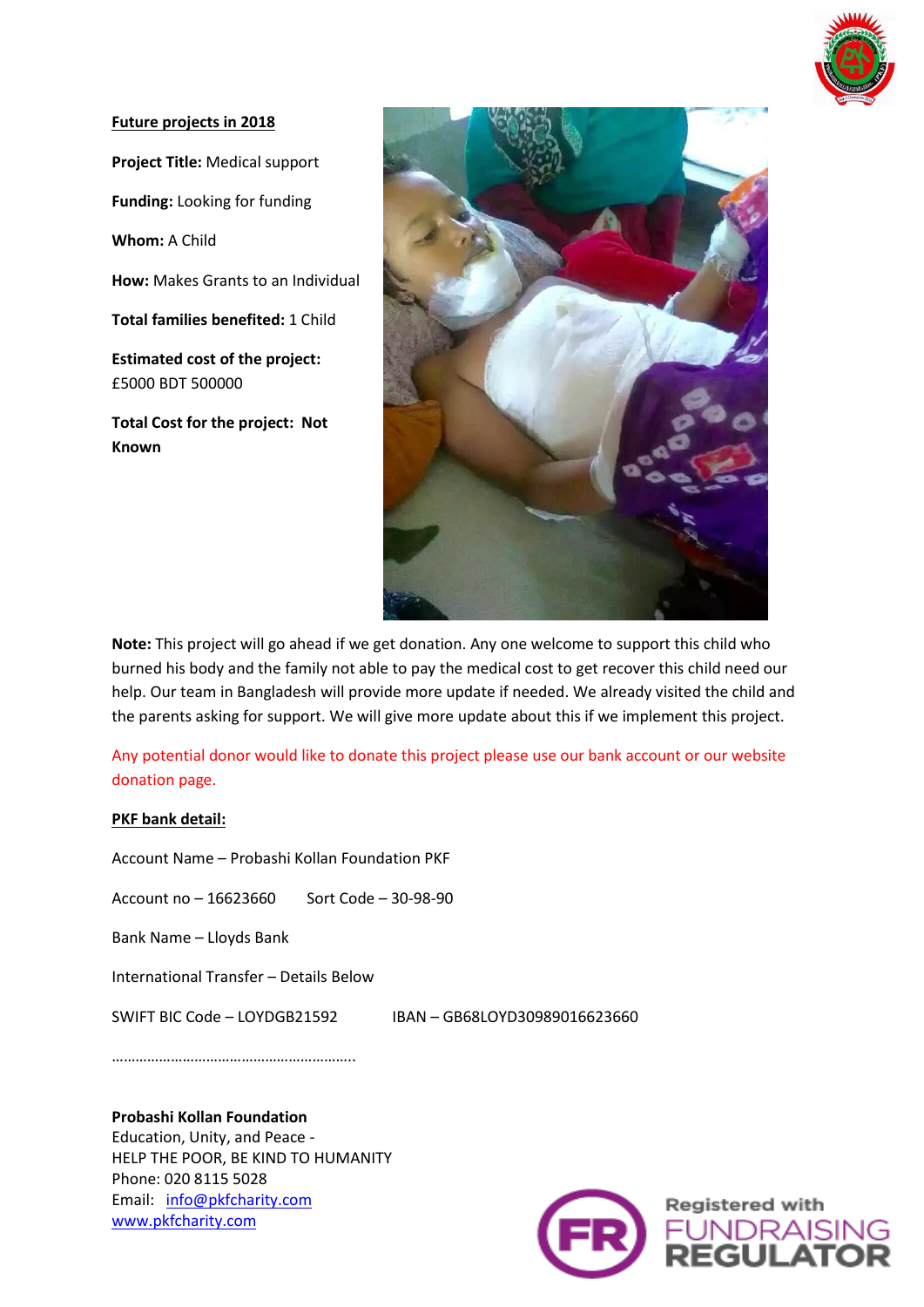**Future projects in 2018**

**Project Title:** Medical support

**Funding:** Looking for funding

**Whom:** A Child

**How:** Makes Grants to an Individual

**Total families benefited:** 1 Child

**Estimated cost of the project:** £5000 BDT 500000

**Total Cost for the project: Not Known**

**Note:** This project will go ahead if we get donation. Any one welcome to support this child who burned his body and the family not able to pay the medical cost to get recover this child need our help. Our team in Bangladesh will provide more update if needed. We already visited the child and the parents asking for support. We will give more update about this if we implement this project.

Any potential donor would like to donate this project please use our bank account or our website donation page.

**PKF bank detail:**

Account Name – Probashi Kollan Foundation PKF

Account no – 16623660 Sort Code – 30-98-90

Bank Name – Lloyds Bank

International Transfer – Details Below

SWIFT BIC Code – LOYDGB21592 IBAN – GB68LOYD30989016623660

…………………………………………………..

**Probashi Kollan Foundation**
Education, Unity, and Peace -
HELP THE POOR, BE KIND TO HUMANITY
Phone: 020 8115 5028
Email: info@pkfcharity.com
www.pkfcharity.com

Registered with FUNDRAISING REGULATOR